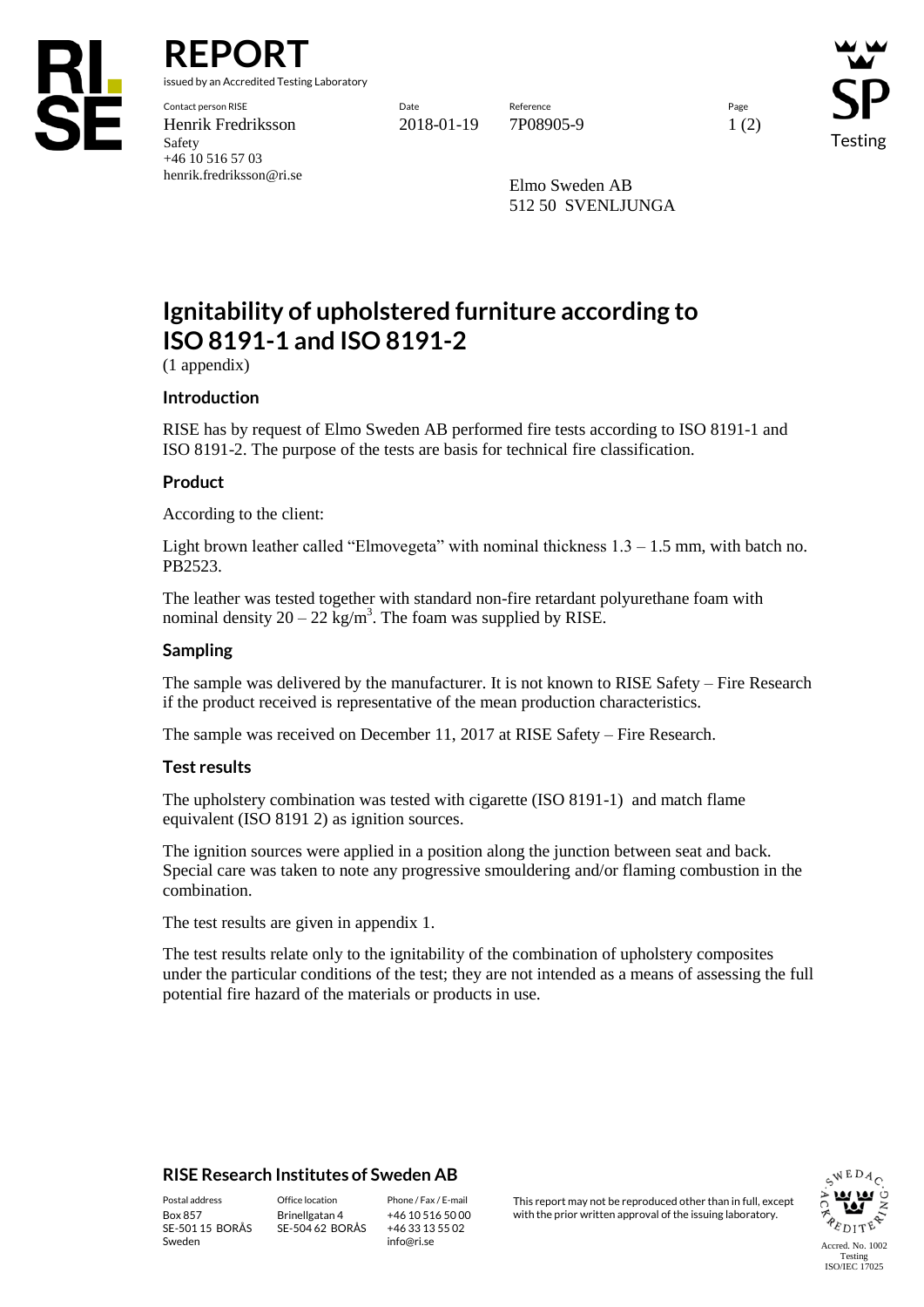# REPORT

issued by an Accredited Testing Laboratory

| Contact person RISE | Date | Reference | Page |
| --- | --- | --- | --- |
| Henrik Fredriksson | 2018-01-19 | 7P08905-9 | 1 (2) |
| Safety | | | |
| +46 10 516 57 03 | | | |
| henrik.fredriksson@ri.se | | | |

Elmo Sweden AB
512 50 SVENLJUNGA

# Ignitability of upholstered furniture according to ISO 8191-1 and ISO 8191-2

(1 appendix)

## Introduction

RISE has by request of Elmo Sweden AB performed fire tests according to ISO 8191-1 and ISO 8191-2. The purpose of the tests are basis for technical fire classification.

## Product

According to the client:

Light brown leather called "Elmovegeta" with nominal thickness 1.3 – 1.5 mm, with batch no. PB2523.

The leather was tested together with standard non-fire retardant polyurethane foam with nominal density 20 – 22 kg/m$^3$. The foam was supplied by RISE.

## Sampling

The sample was delivered by the manufacturer. It is not known to RISE Safety – Fire Research if the product received is representative of the mean production characteristics.

The sample was received on December 11, 2017 at RISE Safety – Fire Research.

## Test results

The upholstery combination was tested with cigarette (ISO 8191-1) and match flame equivalent (ISO 8191 2) as ignition sources.

The ignition sources were applied in a position along the junction between seat and back. Special care was taken to note any progressive smouldering and/or flaming combustion in the combination.

The test results are given in appendix 1.

The test results relate only to the ignitability of the combination of upholstery composites under the particular conditions of the test; they are not intended as a means of assessing the full potential fire hazard of the materials or products in use.

## RISE Research Institutes of Sweden AB

| Postal address | Office location | Phone / Fax / E-mail |
| --- | --- | --- |
| Box 857 | Brinellgatan 4 | +46 10 516 50 00 |
| SE-501 15 BORÅS | SE-504 62 BORÅS | +46 33 13 55 02 |
| Sweden | | info@ri.se |

This report may not be reproduced other than in full, except with the prior written approval of the issuing laboratory.

Accred. No. 1002
Testing
ISO/IEC 17025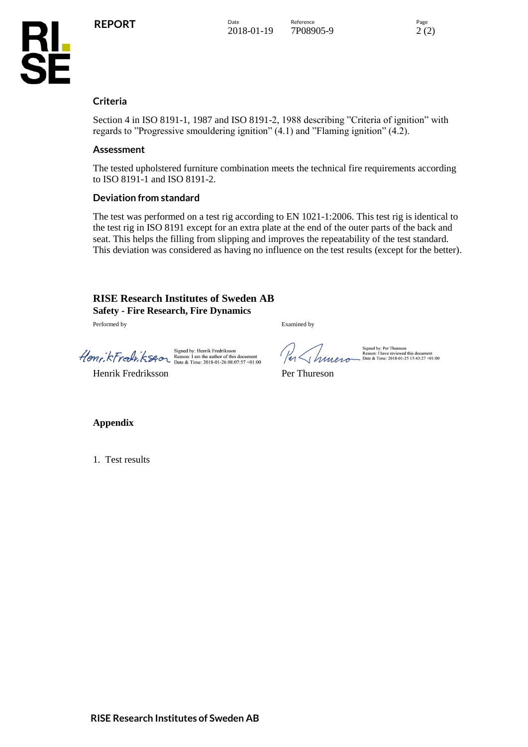## Criteria

Section 4 in ISO 8191-1, 1987 and ISO 8191-2, 1988 describing ”Criteria of ignition” with regards to ”Progressive smouldering ignition” (4.1) and ”Flaming ignition” (4.2).

## Assessment

The tested upholstered furniture combination meets the technical fire requirements according to ISO 8191-1 and ISO 8191-2.

## Deviation from standard

The test was performed on a test rig according to EN 1021-1:2006. This test rig is identical to the test rig in ISO 8191 except for an extra plate at the end of the outer parts of the back and seat. This helps the filling from slipping and improves the repeatability of the test standard. This deviation was considered as having no influence on the test results (except for the better).

**RISE Research Institutes of Sweden AB**
**Safety - Fire Research, Fire Dynamics**

| Performed by | Examined by |
| --- | --- |
| Signed by: Henrik Fredriksson<br>Reason: I am the author of this document<br>Date & Time: 2018-01-26 08:07:57 +01:00 | Signed by: Per Thureson<br>Reason: I have reviewed this document<br>Date & Time: 2018-01-25 15:43:27 +01:00 |
| Henrik Fredriksson | Per Thureson |

**Appendix**

1. Test results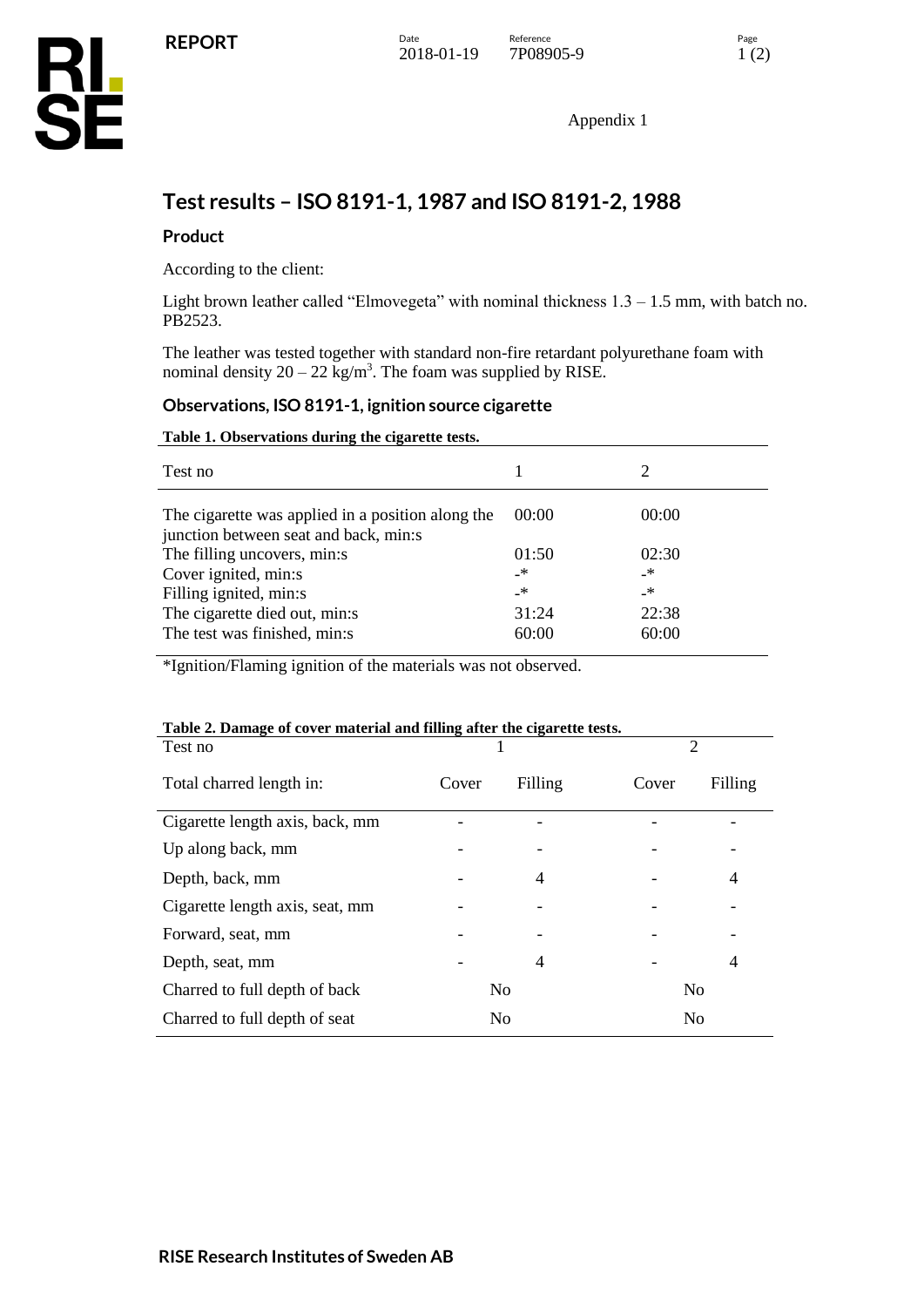Appendix 1

# Test results – ISO 8191-1, 1987 and ISO 8191-2, 1988

## Product

According to the client:

Light brown leather called "Elmovegeta" with nominal thickness 1.3 – 1.5 mm, with batch no. PB2523.

The leather was tested together with standard non-fire retardant polyurethane foam with nominal density 20 – 22 kg/m$^3$. The foam was supplied by RISE.

## Observations, ISO 8191-1, ignition source cigarette

**Table 1. Observations during the cigarette tests.**

| Test no | 1 | 2 |
|---|---|---|
| The cigarette was applied in a position along the junction between seat and back, min:s | 00:00 | 00:00 |
| The filling uncovers, min:s | 01:50 | 02:30 |
| Cover ignited, min:s | -* | -* |
| Filling ignited, min:s | -* | -* |
| The cigarette died out, min:s | 31:24 | 22:38 |
| The test was finished, min:s | 60:00 | 60:00 |

*Ignition/Flaming ignition of the materials was not observed.

**Table 2. Damage of cover material and filling after the cigarette tests.**

| Test no | 1 | | 2 | |
|---|---|---|---|---|
| Total charred length in: | Cover | Filling | Cover | Filling |
| Cigarette length axis, back, mm | - | - | - | - |
| Up along back, mm | - | - | - | - |
| Depth, back, mm | - | 4 | - | 4 |
| Cigarette length axis, seat, mm | - | - | - | - |
| Forward, seat, mm | - | - | - | - |
| Depth, seat, mm | - | 4 | - | 4 |
| Charred to full depth of back | No | | No | |
| Charred to full depth of seat | No | | No | |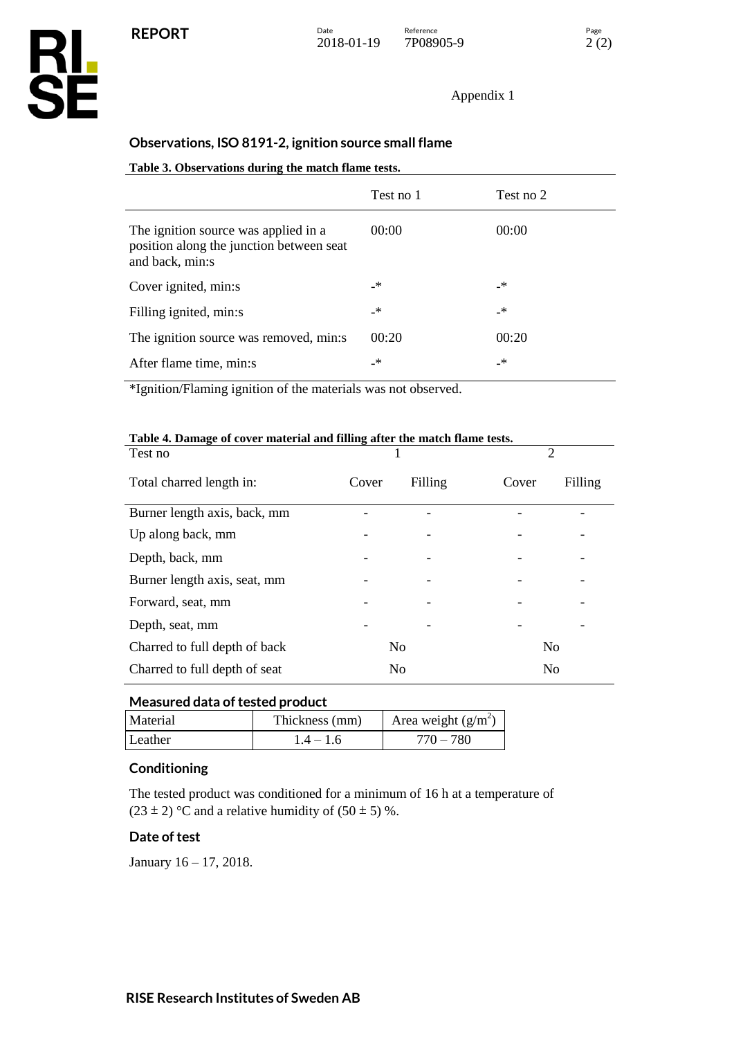Appendix 1

## Observations, ISO 8191-2, ignition source small flame

**Table 3. Observations during the match flame tests.**

| | Test no 1 | Test no 2 |
|---|---|---|
| The ignition source was applied in a position along the junction between seat and back, min:s | 00:00 | 00:00 |
| Cover ignited, min:s | -* | -* |
| Filling ignited, min:s | -* | -* |
| The ignition source was removed, min:s | 00:20 | 00:20 |
| After flame time, min:s | -* | -* |

*Ignition/Flaming ignition of the materials was not observed.

**Table 4. Damage of cover material and filling after the match flame tests.**

| Test no | 1 | | 2 | |
|---|---|---|---|---|
| Total charred length in: | Cover | Filling | Cover | Filling |
| Burner length axis, back, mm | - | - | - | - |
| Up along back, mm | - | - | - | - |
| Depth, back, mm | - | - | - | - |
| Burner length axis, seat, mm | - | - | - | - |
| Forward, seat, mm | - | - | - | - |
| Depth, seat, mm | - | - | - | - |
| Charred to full depth of back | No | | No | |
| Charred to full depth of seat | No | | No | |

### Measured data of tested product

| Material | Thickness (mm) | Area weight ($g/m^2$) |
|---|---|---|
| Leather | 1.4 – 1.6 | 770 – 780 |

### Conditioning

The tested product was conditioned for a minimum of 16 h at a temperature of (23 ± 2) °C and a relative humidity of (50 ± 5) %.

### Date of test

January 16 – 17, 2018.